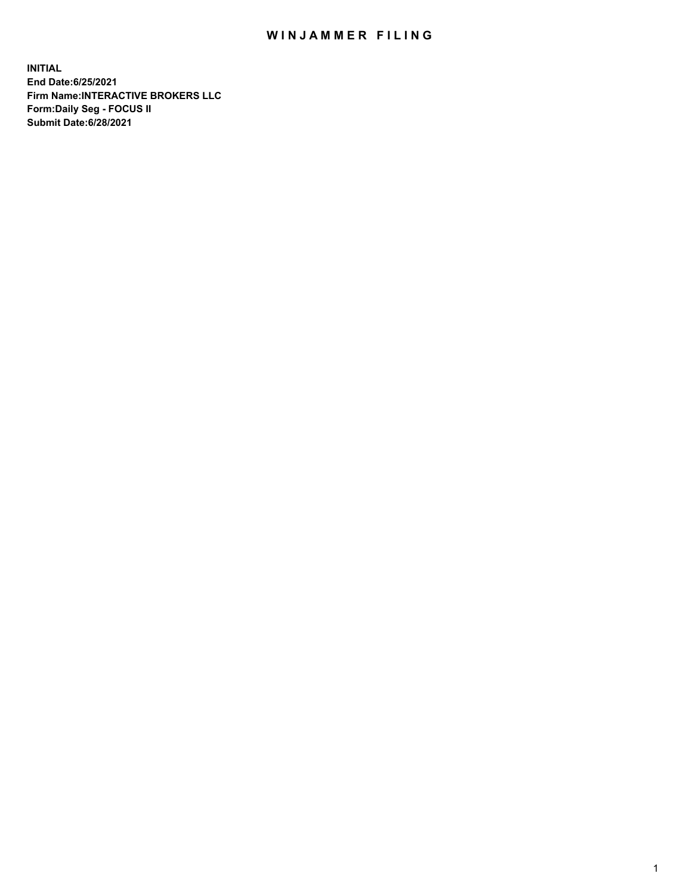# WINJAMMER FILING

**INITIAL**
**End Date:6/25/2021**
**Firm Name:INTERACTIVE BROKERS LLC**
**Form:Daily Seg - FOCUS II**
**Submit Date:6/28/2021**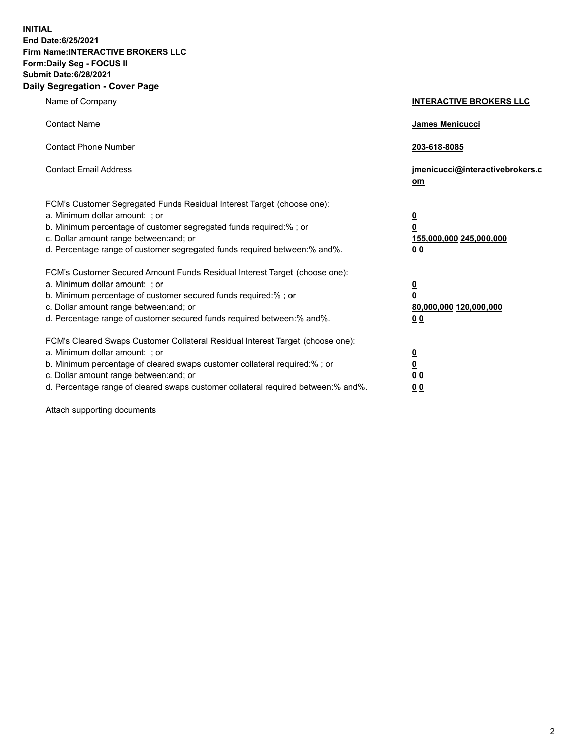**INITIAL**
**End Date:6/25/2021**
**Firm Name:INTERACTIVE BROKERS LLC**
**Form:Daily Seg - FOCUS II**
**Submit Date:6/28/2021**
**Daily Segregation - Cover Page**

| | |
|---|---|
| Name of Company | **INTERACTIVE BROKERS LLC** |
| Contact Name | **James Menicucci** |
| Contact Phone Number | **203-618-8085** |
| Contact Email Address | **jmenicucci@interactivebrokers.com** |
| FCM's Customer Segregated Funds Residual Interest Target (choose one): | |
| a. Minimum dollar amount: ; or | **0** |
| b. Minimum percentage of customer segregated funds required:% ; or | **0** |
| c. Dollar amount range between:and; or | **155,000,000 245,000,000** |
| d. Percentage range of customer segregated funds required between:% and%. | **0 0** |
| FCM's Customer Secured Amount Funds Residual Interest Target (choose one): | |
| a. Minimum dollar amount: ; or | **0** |
| b. Minimum percentage of customer secured funds required:% ; or | **0** |
| c. Dollar amount range between:and; or | **80,000,000 120,000,000** |
| d. Percentage range of customer secured funds required between:% and%. | **0 0** |
| FCM's Cleared Swaps Customer Collateral Residual Interest Target (choose one): | |
| a. Minimum dollar amount: ; or | **0** |
| b. Minimum percentage of cleared swaps customer collateral required:% ; or | **0** |
| c. Dollar amount range between:and; or | **0 0** |
| d. Percentage range of cleared swaps customer collateral required between:% and%. | **0 0** |

Attach supporting documents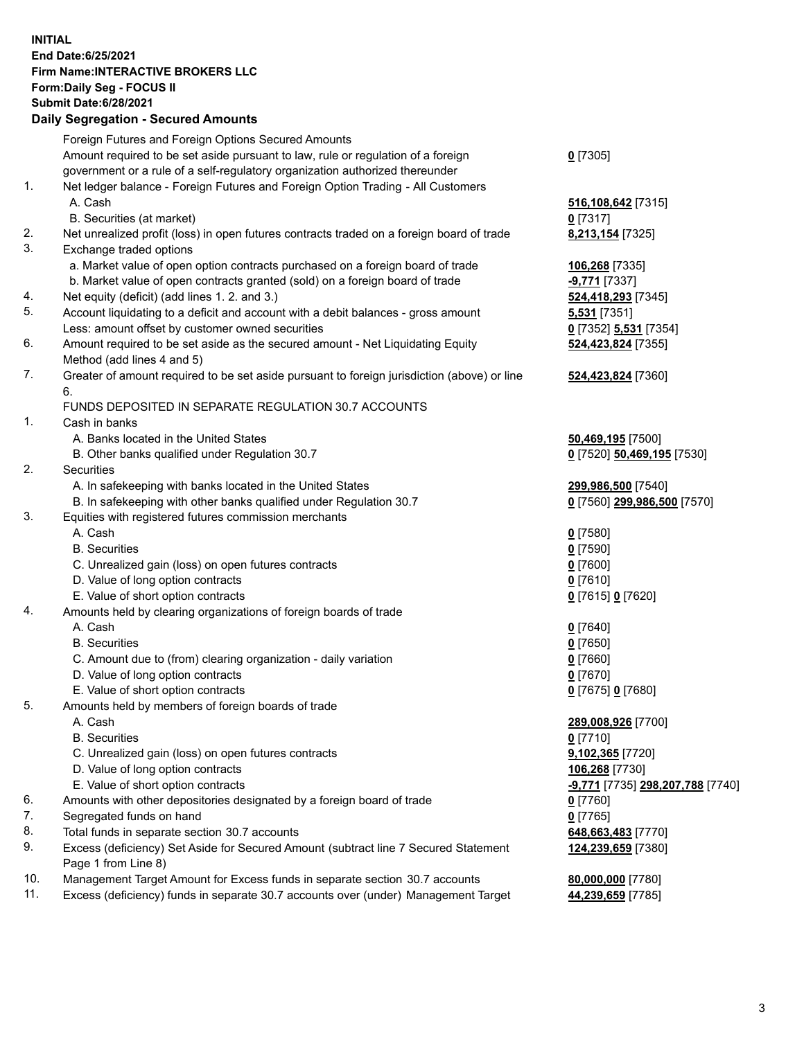**INITIAL**
**End Date:6/25/2021**
**Firm Name:INTERACTIVE BROKERS LLC**
**Form:Daily Seg - FOCUS II**
**Submit Date:6/28/2021**

## Daily Segregation - Secured Amounts

| | | |
|---|---|---|
| | Foreign Futures and Foreign Options Secured Amounts | |
| | Amount required to be set aside pursuant to law, rule or regulation of a foreign government or a rule of a self-regulatory organization authorized thereunder | **0** [7305] |
| 1. | Net ledger balance - Foreign Futures and Foreign Option Trading - All Customers | |
| | A. Cash | **516,108,642** [7315] |
| | B. Securities (at market) | **0** [7317] |
| 2. | Net unrealized profit (loss) in open futures contracts traded on a foreign board of trade | **8,213,154** [7325] |
| 3. | Exchange traded options | |
| | a. Market value of open option contracts purchased on a foreign board of trade | **106,268** [7335] |
| | b. Market value of open contracts granted (sold) on a foreign board of trade | **-9,771** [7337] |
| 4. | Net equity (deficit) (add lines 1. 2. and 3.) | **524,418,293** [7345] |
| 5. | Account liquidating to a deficit and account with a debit balances - gross amount | **5,531** [7351] |
| | Less: amount offset by customer owned securities | **0** [7352] **5,531** [7354] |
| 6. | Amount required to be set aside as the secured amount - Net Liquidating Equity Method (add lines 4 and 5) | **524,423,824** [7355] |
| 7. | Greater of amount required to be set aside pursuant to foreign jurisdiction (above) or line 6. | **524,423,824** [7360] |
| | FUNDS DEPOSITED IN SEPARATE REGULATION 30.7 ACCOUNTS | |
| 1. | Cash in banks | |
| | A. Banks located in the United States | **50,469,195** [7500] |
| | B. Other banks qualified under Regulation 30.7 | **0** [7520] **50,469,195** [7530] |
| 2. | Securities | |
| | A. In safekeeping with banks located in the United States | **299,986,500** [7540] |
| | B. In safekeeping with other banks qualified under Regulation 30.7 | **0** [7560] **299,986,500** [7570] |
| 3. | Equities with registered futures commission merchants | |
| | A. Cash | **0** [7580] |
| | B. Securities | **0** [7590] |
| | C. Unrealized gain (loss) on open futures contracts | **0** [7600] |
| | D. Value of long option contracts | **0** [7610] |
| | E. Value of short option contracts | **0** [7615] **0** [7620] |
| 4. | Amounts held by clearing organizations of foreign boards of trade | |
| | A. Cash | **0** [7640] |
| | B. Securities | **0** [7650] |
| | C. Amount due to (from) clearing organization - daily variation | **0** [7660] |
| | D. Value of long option contracts | **0** [7670] |
| | E. Value of short option contracts | **0** [7675] **0** [7680] |
| 5. | Amounts held by members of foreign boards of trade | |
| | A. Cash | **289,008,926** [7700] |
| | B. Securities | **0** [7710] |
| | C. Unrealized gain (loss) on open futures contracts | **9,102,365** [7720] |
| | D. Value of long option contracts | **106,268** [7730] |
| | E. Value of short option contracts | **-9,771** [7735] **298,207,788** [7740] |
| 6. | Amounts with other depositories designated by a foreign board of trade | **0** [7760] |
| 7. | Segregated funds on hand | **0** [7765] |
| 8. | Total funds in separate section 30.7 accounts | **648,663,483** [7770] |
| 9. | Excess (deficiency) Set Aside for Secured Amount (subtract line 7 Secured Statement Page 1 from Line 8) | **124,239,659** [7380] |
| 10. | Management Target Amount for Excess funds in separate section 30.7 accounts | **80,000,000** [7780] |
| 11. | Excess (deficiency) funds in separate 30.7 accounts over (under) Management Target | **44,239,659** [7785] |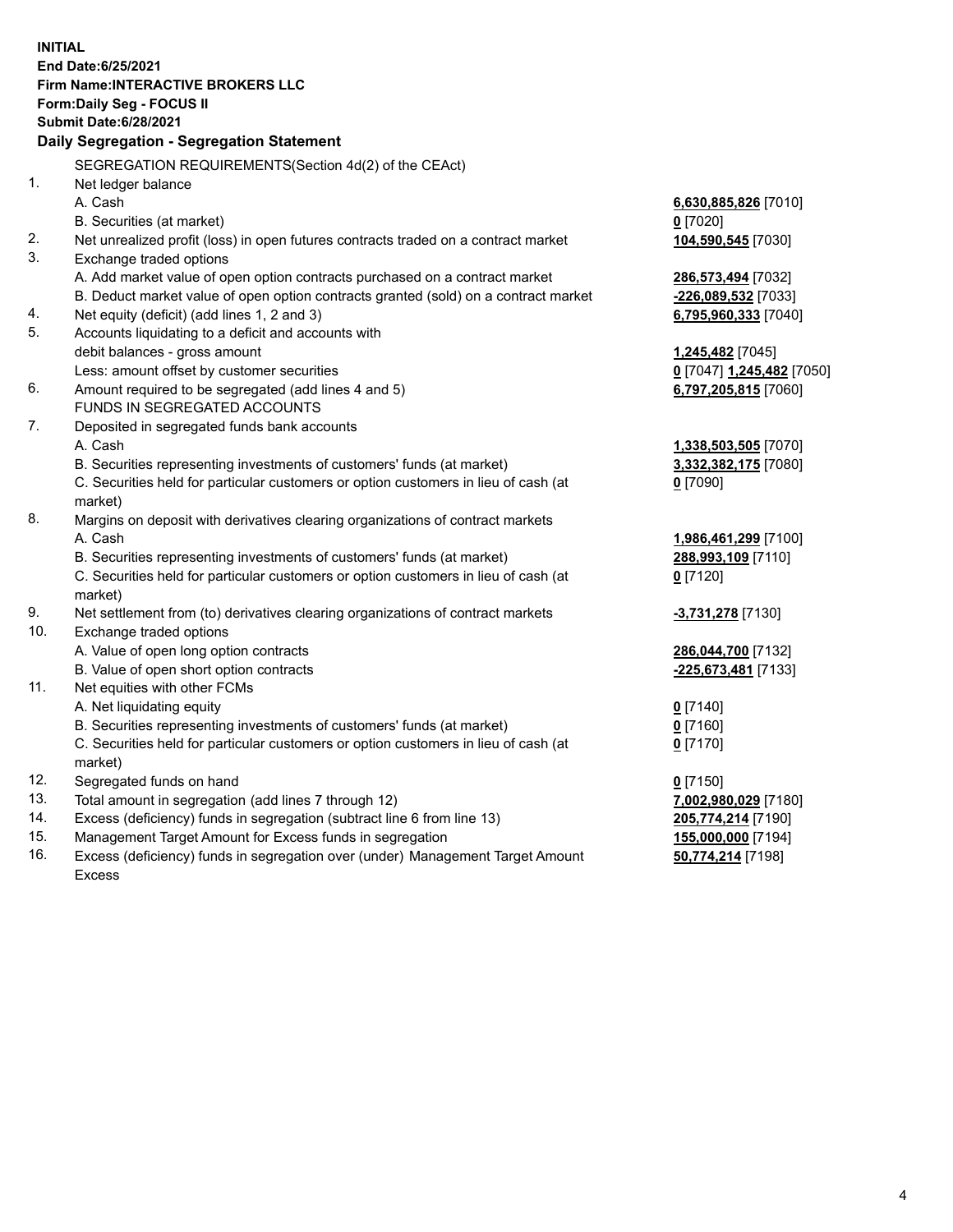**INITIAL**
**End Date:6/25/2021**
**Firm Name:INTERACTIVE BROKERS LLC**
**Form:Daily Seg - FOCUS II**
**Submit Date:6/28/2021**

## Daily Segregation - Segregation Statement

SEGREGATION REQUIREMENTS(Section 4d(2) of the CEAct)

| | | |
|---|---|---|
| 1. | Net ledger balance | |
| | A. Cash | **6,630,885,826** [7010] |
| | B. Securities (at market) | **0** [7020] |
| 2. | Net unrealized profit (loss) in open futures contracts traded on a contract market | **104,590,545** [7030] |
| 3. | Exchange traded options | |
| | A. Add market value of open option contracts purchased on a contract market | **286,573,494** [7032] |
| | B. Deduct market value of open option contracts granted (sold) on a contract market | **-226,089,532** [7033] |
| 4. | Net equity (deficit) (add lines 1, 2 and 3) | **6,795,960,333** [7040] |
| 5. | Accounts liquidating to a deficit and accounts with | |
| | debit balances - gross amount | **1,245,482** [7045] |
| | Less: amount offset by customer securities | **0** [7047] **1,245,482** [7050] |
| 6. | Amount required to be segregated (add lines 4 and 5) | **6,797,205,815** [7060] |
| | FUNDS IN SEGREGATED ACCOUNTS | |
| 7. | Deposited in segregated funds bank accounts | |
| | A. Cash | **1,338,503,505** [7070] |
| | B. Securities representing investments of customers' funds (at market) | **3,332,382,175** [7080] |
| | C. Securities held for particular customers or option customers in lieu of cash (at market) | **0** [7090] |
| 8. | Margins on deposit with derivatives clearing organizations of contract markets | |
| | A. Cash | **1,986,461,299** [7100] |
| | B. Securities representing investments of customers' funds (at market) | **288,993,109** [7110] |
| | C. Securities held for particular customers or option customers in lieu of cash (at market) | **0** [7120] |
| 9. | Net settlement from (to) derivatives clearing organizations of contract markets | **-3,731,278** [7130] |
| 10. | Exchange traded options | |
| | A. Value of open long option contracts | **286,044,700** [7132] |
| | B. Value of open short option contracts | **-225,673,481** [7133] |
| 11. | Net equities with other FCMs | |
| | A. Net liquidating equity | **0** [7140] |
| | B. Securities representing investments of customers' funds (at market) | **0** [7160] |
| | C. Securities held for particular customers or option customers in lieu of cash (at market) | **0** [7170] |
| 12. | Segregated funds on hand | **0** [7150] |
| 13. | Total amount in segregation (add lines 7 through 12) | **7,002,980,029** [7180] |
| 14. | Excess (deficiency) funds in segregation (subtract line 6 from line 13) | **205,774,214** [7190] |
| 15. | Management Target Amount for Excess funds in segregation | **155,000,000** [7194] |
| 16. | Excess (deficiency) funds in segregation over (under) Management Target Amount Excess | **50,774,214** [7198] |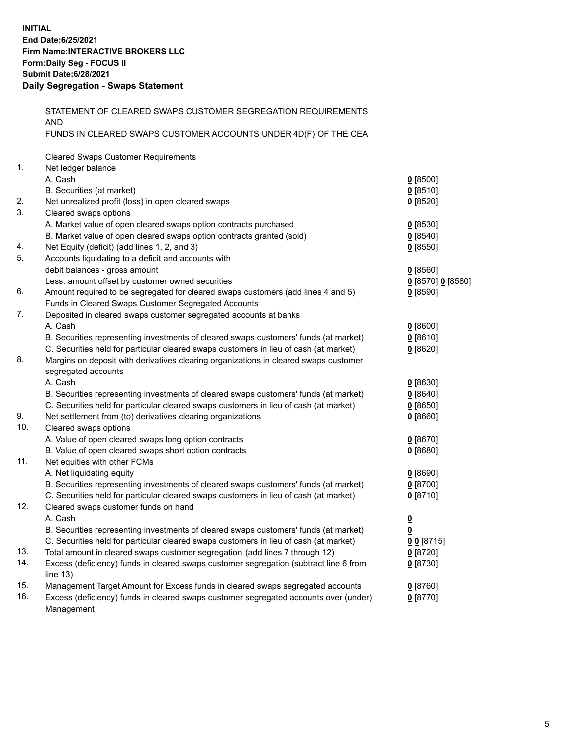**INITIAL**
**End Date:6/25/2021**
**Firm Name:INTERACTIVE BROKERS LLC**
**Form:Daily Seg - FOCUS II**
**Submit Date:6/28/2021**
**Daily Segregation - Swaps Statement**

STATEMENT OF CLEARED SWAPS CUSTOMER SEGREGATION REQUIREMENTS AND FUNDS IN CLEARED SWAPS CUSTOMER ACCOUNTS UNDER 4D(F) OF THE CEA

| | | |
|---|---|---|
| | Cleared Swaps Customer Requirements | |
| 1. | Net ledger balance | |
| | A. Cash | 0 [8500] |
| | B. Securities (at market) | 0 [8510] |
| 2. | Net unrealized profit (loss) in open cleared swaps | 0 [8520] |
| 3. | Cleared swaps options | |
| | A. Market value of open cleared swaps option contracts purchased | 0 [8530] |
| | B. Market value of open cleared swaps option contracts granted (sold) | 0 [8540] |
| 4. | Net Equity (deficit) (add lines 1, 2, and 3) | 0 [8550] |
| 5. | Accounts liquidating to a deficit and accounts with debit balances - gross amount | 0 [8560] |
| | Less: amount offset by customer owned securities | 0 [8570] 0 [8580] |
| 6. | Amount required to be segregated for cleared swaps customers (add lines 4 and 5) | 0 [8590] |
| | Funds in Cleared Swaps Customer Segregated Accounts | |
| 7. | Deposited in cleared swaps customer segregated accounts at banks | |
| | A. Cash | 0 [8600] |
| | B. Securities representing investments of cleared swaps customers' funds (at market) | 0 [8610] |
| | C. Securities held for particular cleared swaps customers in lieu of cash (at market) | 0 [8620] |
| 8. | Margins on deposit with derivatives clearing organizations in cleared swaps customer segregated accounts | |
| | A. Cash | 0 [8630] |
| | B. Securities representing investments of cleared swaps customers' funds (at market) | 0 [8640] |
| | C. Securities held for particular cleared swaps customers in lieu of cash (at market) | 0 [8650] |
| 9. | Net settlement from (to) derivatives clearing organizations | 0 [8660] |
| 10. | Cleared swaps options | |
| | A. Value of open cleared swaps long option contracts | 0 [8670] |
| | B. Value of open cleared swaps short option contracts | 0 [8680] |
| 11. | Net equities with other FCMs | |
| | A. Net liquidating equity | 0 [8690] |
| | B. Securities representing investments of cleared swaps customers' funds (at market) | 0 [8700] |
| | C. Securities held for particular cleared swaps customers in lieu of cash (at market) | 0 [8710] |
| 12. | Cleared swaps customer funds on hand | |
| | A. Cash | 0 |
| | B. Securities representing investments of cleared swaps customers' funds (at market) | 0 |
| | C. Securities held for particular cleared swaps customers in lieu of cash (at market) | 0 0 [8715] |
| 13. | Total amount in cleared swaps customer segregation (add lines 7 through 12) | 0 [8720] |
| 14. | Excess (deficiency) funds in cleared swaps customer segregation (subtract line 6 from line 13) | 0 [8730] |
| 15. | Management Target Amount for Excess funds in cleared swaps segregated accounts | 0 [8760] |
| 16. | Excess (deficiency) funds in cleared swaps customer segregated accounts over (under) Management | 0 [8770] |